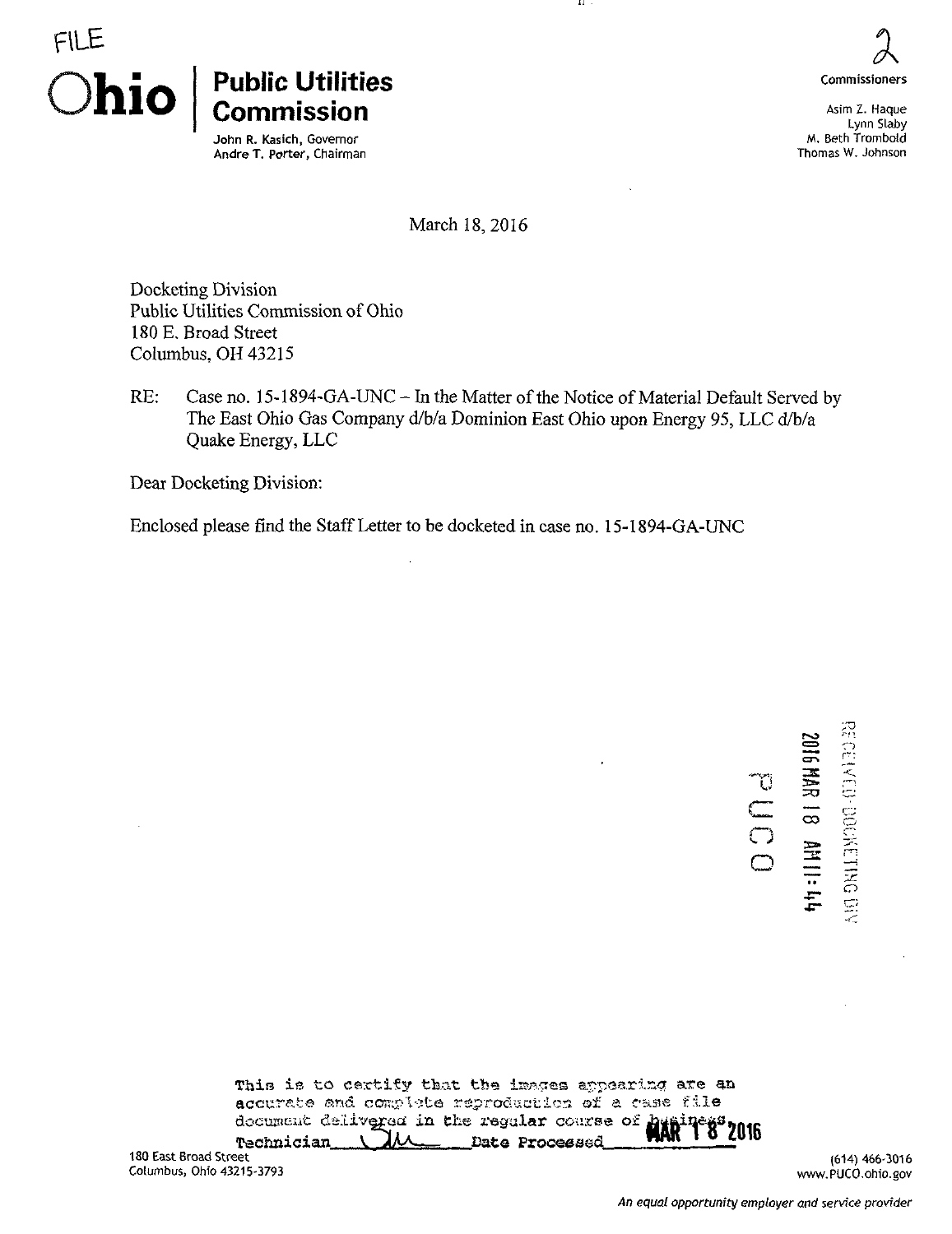FILE

**Ohio | Public Utilities Commission**

John R. Kasich, Governor
Andre T. Porter, Chairman

2

**Commissioners**

Asim Z. Haque
Lynn Slaby
M. Beth Trombold
Thomas W. Johnson

March 18, 2016

Docketing Division
Public Utilities Commission of Ohio
180 E. Broad Street
Columbus, OH 43215

RE: Case no. 15-1894-GA-UNC – In the Matter of the Notice of Material Default Served by The East Ohio Gas Company d/b/a Dominion East Ohio upon Energy 95, LLC d/b/a Quake Energy, LLC

Dear Docketing Division:

Enclosed please find the Staff Letter to be docketed in case no. 15-1894-GA-UNC

RECEIVED-DOCKETING DIV
2016 MAR 18 AM 11:44
PUCO

This is to certify that the images appearing are an accurate and complete reproduction of a case file document delivered in the regular course of business.
Technician ___ Date Processed MAR 18 2016

180 East Broad Street
Columbus, Ohio 43215-3793

(614) 466-3016
www.PUCO.ohio.gov

*An equal opportunity employer and service provider*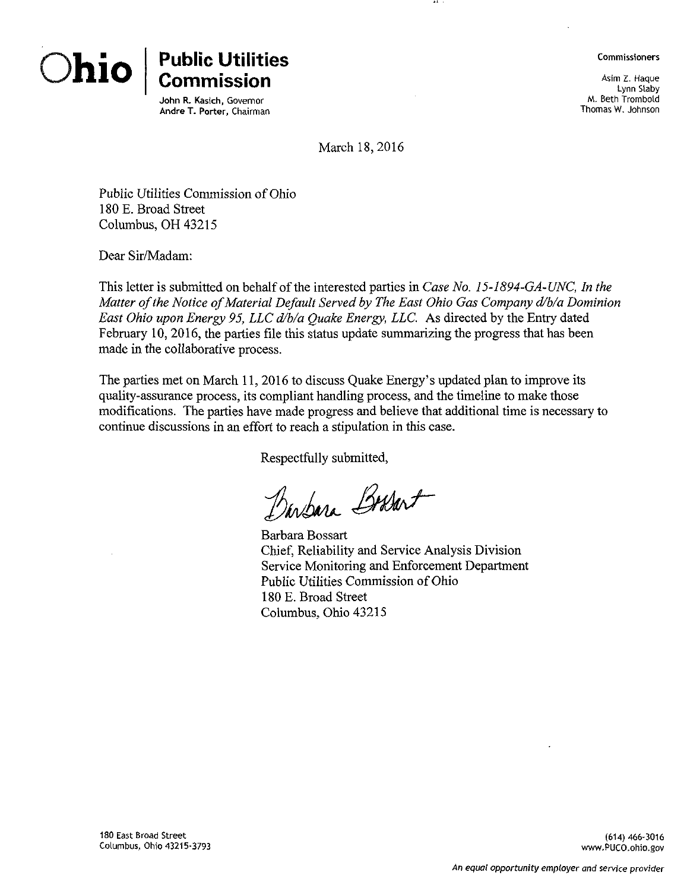# Ohio | Public Utilities Commission

John R. Kasich, Governor
Andre T. Porter, Chairman

Commissioners

Asim Z. Haque
Lynn Slaby
M. Beth Trombold
Thomas W. Johnson

March 18, 2016

Public Utilities Commission of Ohio
180 E. Broad Street
Columbus, OH 43215

Dear Sir/Madam:

This letter is submitted on behalf of the interested parties in *Case No. 15-1894-GA-UNC, In the Matter of the Notice of Material Default Served by The East Ohio Gas Company d/b/a Dominion East Ohio upon Energy 95, LLC d/b/a Quake Energy, LLC.* As directed by the Entry dated February 10, 2016, the parties file this status update summarizing the progress that has been made in the collaborative process.

The parties met on March 11, 2016 to discuss Quake Energy's updated plan to improve its quality-assurance process, its compliant handling process, and the timeline to make those modifications. The parties have made progress and believe that additional time is necessary to continue discussions in an effort to reach a stipulation in this case.

Respectfully submitted,

Barbara Bossart
Chief, Reliability and Service Analysis Division
Service Monitoring and Enforcement Department
Public Utilities Commission of Ohio
180 E. Broad Street
Columbus, Ohio 43215

180 East Broad Street
Columbus, Ohio 43215-3793

(614) 466-3016
www.PUCO.ohio.gov

*An equal opportunity employer and service provider*